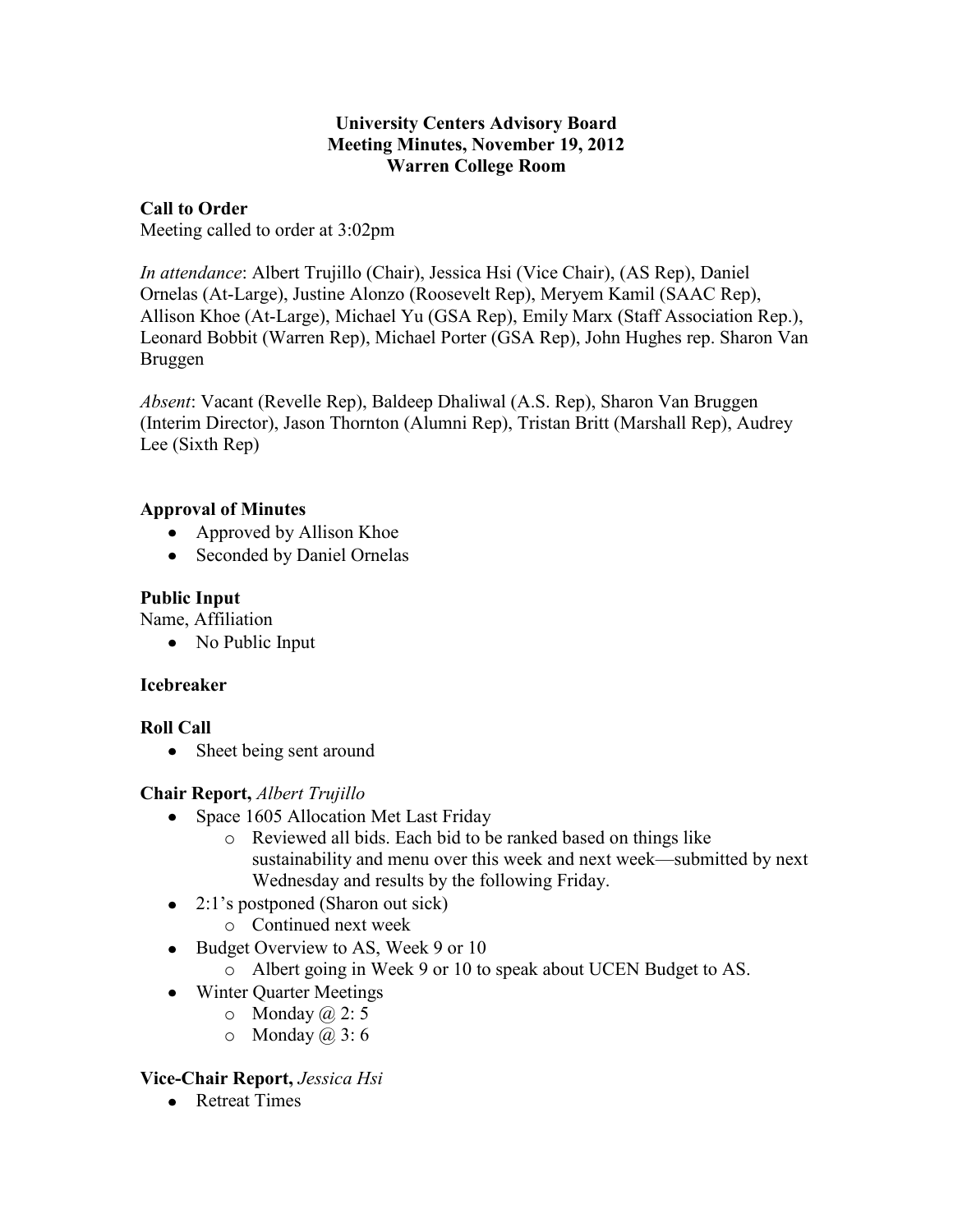**University Centers Advisory Board**
**Meeting Minutes, November 19, 2012**
**Warren College Room**

**Call to Order**

Meeting called to order at 3:02pm

*In attendance*: Albert Trujillo (Chair), Jessica Hsi (Vice Chair), (AS Rep), Daniel Ornelas (At-Large), Justine Alonzo (Roosevelt Rep), Meryem Kamil (SAAC Rep), Allison Khoe (At-Large), Michael Yu (GSA Rep), Emily Marx (Staff Association Rep.), Leonard Bobbit (Warren Rep), Michael Porter (GSA Rep), John Hughes rep. Sharon Van Bruggen

*Absent*: Vacant (Revelle Rep), Baldeep Dhaliwal (A.S. Rep), Sharon Van Bruggen (Interim Director), Jason Thornton (Alumni Rep), Tristan Britt (Marshall Rep), Audrey Lee (Sixth Rep)

**Approval of Minutes**

- Approved by Allison Khoe
- Seconded by Daniel Ornelas

**Public Input**

Name, Affiliation

- No Public Input

**Icebreaker**

**Roll Call**

- Sheet being sent around

**Chair Report,** *Albert Trujillo*

- Space 1605 Allocation Met Last Friday
  - Reviewed all bids. Each bid to be ranked based on things like sustainability and menu over this week and next week—submitted by next Wednesday and results by the following Friday.
- 2:1's postponed (Sharon out sick)
  - Continued next week
- Budget Overview to AS, Week 9 or 10
  - Albert going in Week 9 or 10 to speak about UCEN Budget to AS.
- Winter Quarter Meetings
  - Monday @ 2: 5
  - Monday @ 3: 6

**Vice-Chair Report,** *Jessica Hsi*

- Retreat Times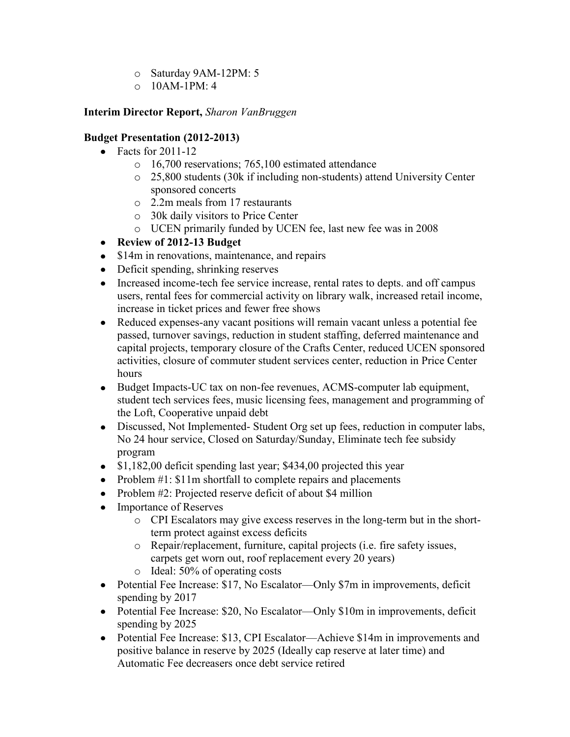- Saturday 9AM-12PM: 5
- 10AM-1PM: 4

**Interim Director Report,** *Sharon VanBruggen*

**Budget Presentation (2012-2013)**

- Facts for 2011-12
  - 16,700 reservations; 765,100 estimated attendance
  - 25,800 students (30k if including non-students) attend University Center sponsored concerts
  - 2.2m meals from 17 restaurants
  - 30k daily visitors to Price Center
  - UCEN primarily funded by UCEN fee, last new fee was in 2008
- **Review of 2012-13 Budget**
- $14m in renovations, maintenance, and repairs
- Deficit spending, shrinking reserves
- Increased income-tech fee service increase, rental rates to depts. and off campus users, rental fees for commercial activity on library walk, increased retail income, increase in ticket prices and fewer free shows
- Reduced expenses-any vacant positions will remain vacant unless a potential fee passed, turnover savings, reduction in student staffing, deferred maintenance and capital projects, temporary closure of the Crafts Center, reduced UCEN sponsored activities, closure of commuter student services center, reduction in Price Center hours
- Budget Impacts-UC tax on non-fee revenues, ACMS-computer lab equipment, student tech services fees, music licensing fees, management and programming of the Loft, Cooperative unpaid debt
- Discussed, Not Implemented- Student Org set up fees, reduction in computer labs, No 24 hour service, Closed on Saturday/Sunday, Eliminate tech fee subsidy program
- $1,182,00 deficit spending last year; $434,00 projected this year
- Problem #1: $11m shortfall to complete repairs and placements
- Problem #2: Projected reserve deficit of about $4 million
- Importance of Reserves
  - CPI Escalators may give excess reserves in the long-term but in the short-term protect against excess deficits
  - Repair/replacement, furniture, capital projects (i.e. fire safety issues, carpets get worn out, roof replacement every 20 years)
  - Ideal: 50% of operating costs
- Potential Fee Increase: $17, No Escalator—Only $7m in improvements, deficit spending by 2017
- Potential Fee Increase: $20, No Escalator—Only $10m in improvements, deficit spending by 2025
- Potential Fee Increase: $13, CPI Escalator—Achieve $14m in improvements and positive balance in reserve by 2025 (Ideally cap reserve at later time) and Automatic Fee decreasers once debt service retired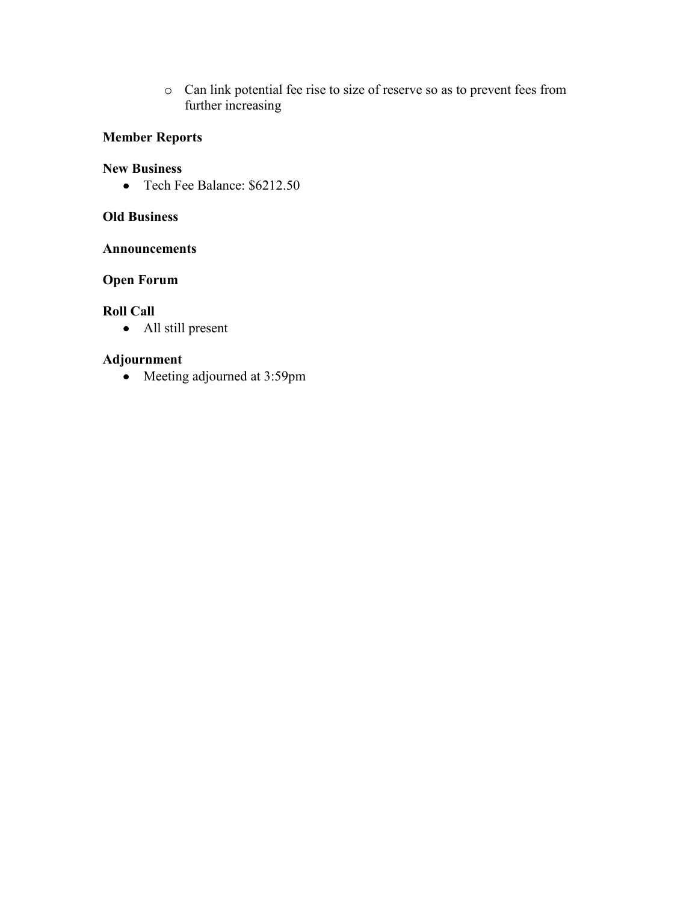- Can link potential fee rise to size of reserve so as to prevent fees from further increasing

**Member Reports**

**New Business**

- Tech Fee Balance: $6212.50

**Old Business**

**Announcements**

**Open Forum**

**Roll Call**

- All still present

**Adjournment**

- Meeting adjourned at 3:59pm